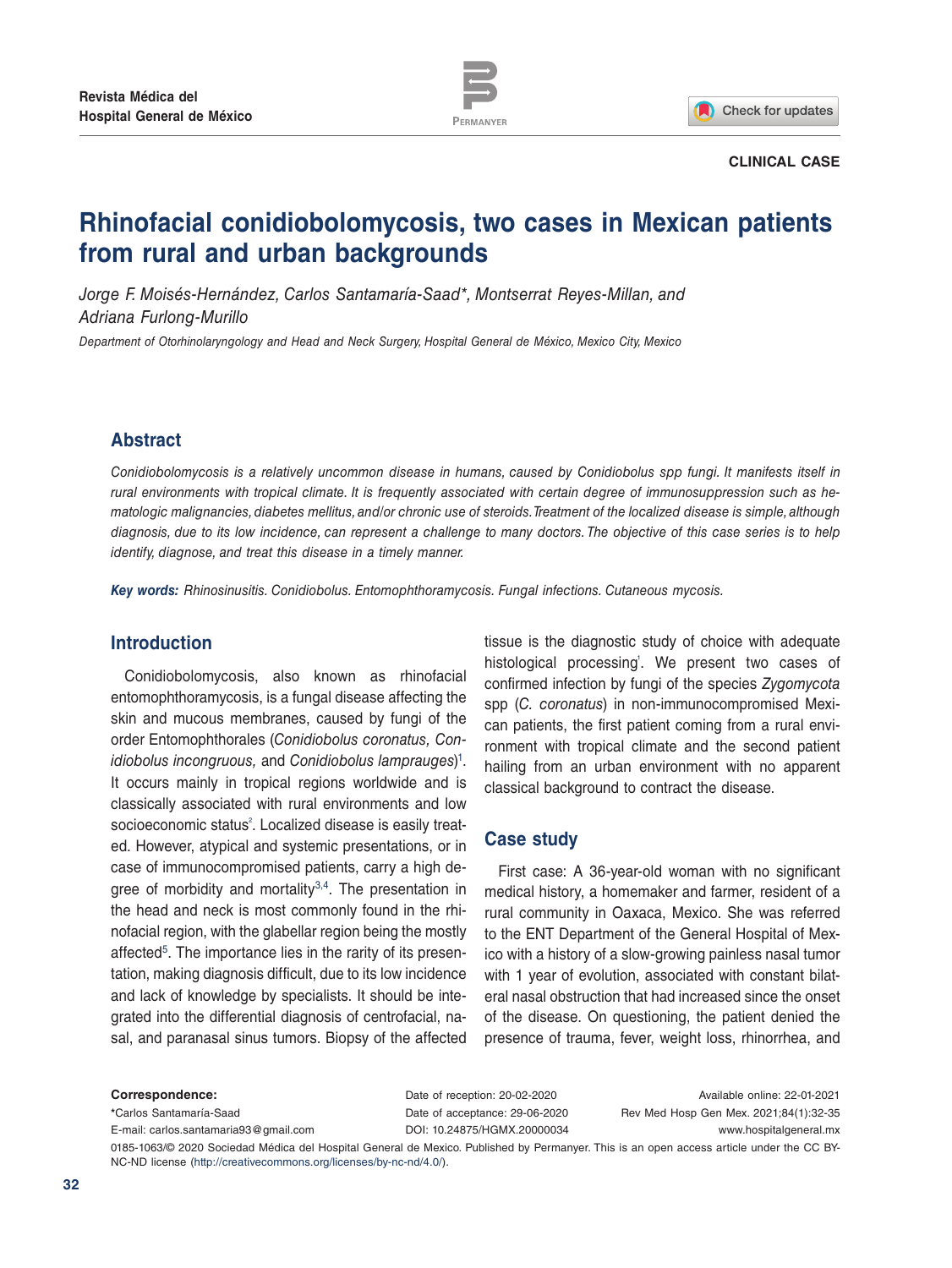CLINICAL CASE

# Rhinofacial conidiobolomycosis, two cases in Mexican patients from rural and urban backgrounds

*Jorge F. Moisés-Hernández, Carlos Santamaría-Saad\*, Montserrat Reyes-Millan, and Adriana Furlong-Murillo*

*Department of Otorhinolaryngology and Head and Neck Surgery, Hospital General de México, Mexico City, Mexico*

## Abstract

*Conidiobolomycosis is a relatively uncommon disease in humans, caused by Conidiobolus spp fungi. It manifests itself in rural environments with tropical climate. It is frequently associated with certain degree of immunosuppression such as hematologic malignancies, diabetes mellitus, and/or chronic use of steroids. Treatment of the localized disease is simple, although diagnosis, due to its low incidence, can represent a challenge to many doctors. The objective of this case series is to help identify, diagnose, and treat this disease in a timely manner.*

***Key words:*** *Rhinosinusitis. Conidiobolus. Entomophthoramycosis. Fungal infections. Cutaneous mycosis.*

## Introduction

Conidiobolomycosis, also known as rhinofacial entomophthoramycosis, is a fungal disease affecting the skin and mucous membranes, caused by fungi of the order Entomophthorales (*Conidiobolus coronatus, Conidiobolus incongruous,* and *Conidiobolus lamprauges*)[1]. It occurs mainly in tropical regions worldwide and is classically associated with rural environments and low socioeconomic status[2]. Localized disease is easily treated. However, atypical and systemic presentations, or in case of immunocompromised patients, carry a high degree of morbidity and mortality[3,4]. The presentation in the head and neck is most commonly found in the rhinofacial region, with the glabellar region being the mostly affected[5]. The importance lies in the rarity of its presentation, making diagnosis difficult, due to its low incidence and lack of knowledge by specialists. It should be integrated into the differential diagnosis of centrofacial, nasal, and paranasal sinus tumors. Biopsy of the affected tissue is the diagnostic study of choice with adequate histological processing[1]. We present two cases of confirmed infection by fungi of the species *Zygomycota* spp (*C. coronatus*) in non-immunocompromised Mexican patients, the first patient coming from a rural environment with tropical climate and the second patient hailing from an urban environment with no apparent classical background to contract the disease.

## Case study

First case: A 36-year-old woman with no significant medical history, a homemaker and farmer, resident of a rural community in Oaxaca, Mexico. She was referred to the ENT Department of the General Hospital of Mexico with a history of a slow-growing painless nasal tumor with 1 year of evolution, associated with constant bilateral nasal obstruction that had increased since the onset of the disease. On questioning, the patient denied the presence of trauma, fever, weight loss, rhinorrhea, and

**Correspondence:**
\*Carlos Santamaría-Saad
E-mail: carlos.santamaria93@gmail.com

Date of reception: 20-02-2020
Date of acceptance: 29-06-2020
DOI: 10.24875/HGMX.20000034

Available online: 22-01-2021
Rev Med Hosp Gen Mex. 2021;84(1):32-35
www.hospitalgeneral.mx

0185-1063/© 2020 Sociedad Médica del Hospital General de Mexico. Published by Permanyer. This is an open access article under the CC BY-NC-ND license (http://creativecommons.org/licenses/by-nc-nd/4.0/).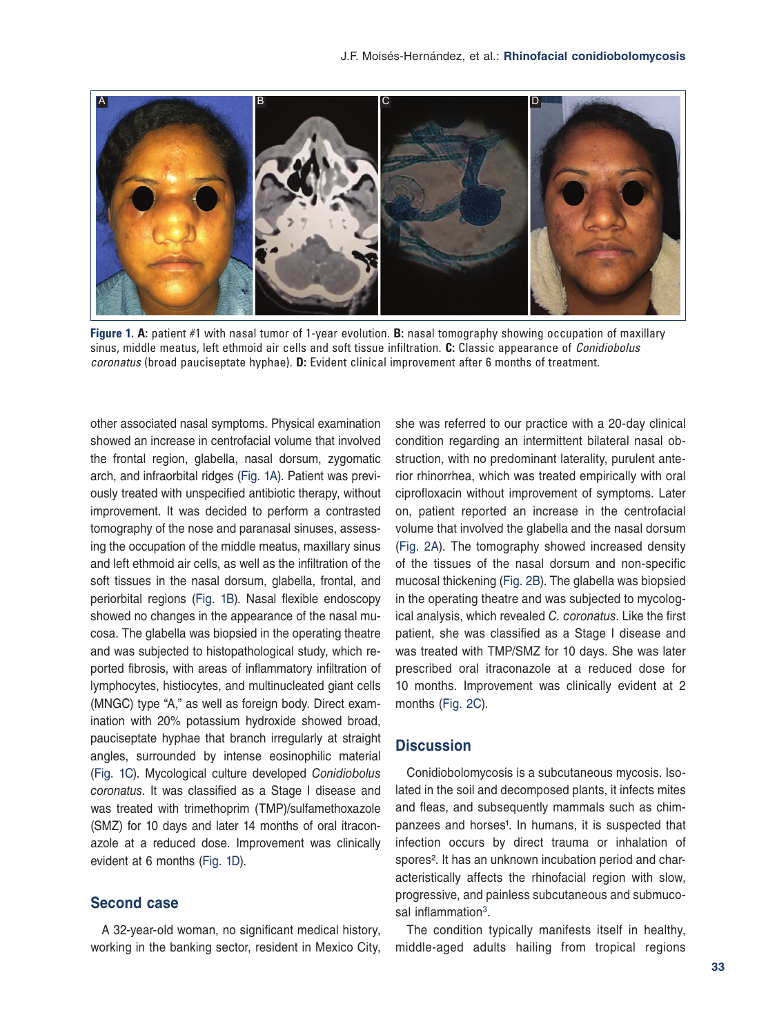**Figure 1. A:** patient #1 with nasal tumor of 1-year evolution. **B:** nasal tomography showing occupation of maxillary sinus, middle meatus, left ethmoid air cells and soft tissue infiltration. **C:** Classic appearance of *Conidiobolus coronatus* (broad pauciseptate hyphae). **D:** Evident clinical improvement after 6 months of treatment.

other associated nasal symptoms. Physical examination showed an increase in centrofacial volume that involved the frontal region, glabella, nasal dorsum, zygomatic arch, and infraorbital ridges (Fig. 1A). Patient was previously treated with unspecified antibiotic therapy, without improvement. It was decided to perform a contrasted tomography of the nose and paranasal sinuses, assessing the occupation of the middle meatus, maxillary sinus and left ethmoid air cells, as well as the infiltration of the soft tissues in the nasal dorsum, glabella, frontal, and periorbital regions (Fig. 1B). Nasal flexible endoscopy showed no changes in the appearance of the nasal mucosa. The glabella was biopsied in the operating theatre and was subjected to histopathological study, which reported fibrosis, with areas of inflammatory infiltration of lymphocytes, histiocytes, and multinucleated giant cells (MNGC) type "A," as well as foreign body. Direct examination with 20% potassium hydroxide showed broad, pauciseptate hyphae that branch irregularly at straight angles, surrounded by intense eosinophilic material (Fig. 1C). Mycological culture developed *Conidiobolus coronatus*. It was classified as a Stage I disease and was treated with trimethoprim (TMP)/sulfamethoxazole (SMZ) for 10 days and later 14 months of oral itraconazole at a reduced dose. Improvement was clinically evident at 6 months (Fig. 1D).

## Second case

A 32-year-old woman, no significant medical history, working in the banking sector, resident in Mexico City, she was referred to our practice with a 20-day clinical condition regarding an intermittent bilateral nasal obstruction, with no predominant laterality, purulent anterior rhinorrhea, which was treated empirically with oral ciprofloxacin without improvement of symptoms. Later on, patient reported an increase in the centrofacial volume that involved the glabella and the nasal dorsum (Fig. 2A). The tomography showed increased density of the tissues of the nasal dorsum and non-specific mucosal thickening (Fig. 2B). The glabella was biopsied in the operating theatre and was subjected to mycological analysis, which revealed *C. coronatus*. Like the first patient, she was classified as a Stage I disease and was treated with TMP/SMZ for 10 days. She was later prescribed oral itraconazole at a reduced dose for 10 months. Improvement was clinically evident at 2 months (Fig. 2C).

## Discussion

Conidiobolomycosis is a subcutaneous mycosis. Isolated in the soil and decomposed plants, it infects mites and fleas, and subsequently mammals such as chimpanzees and horses[1]. In humans, it is suspected that infection occurs by direct trauma or inhalation of spores[2]. It has an unknown incubation period and characteristically affects the rhinofacial region with slow, progressive, and painless subcutaneous and submucosal inflammation[3].

The condition typically manifests itself in healthy, middle-aged adults hailing from tropical regions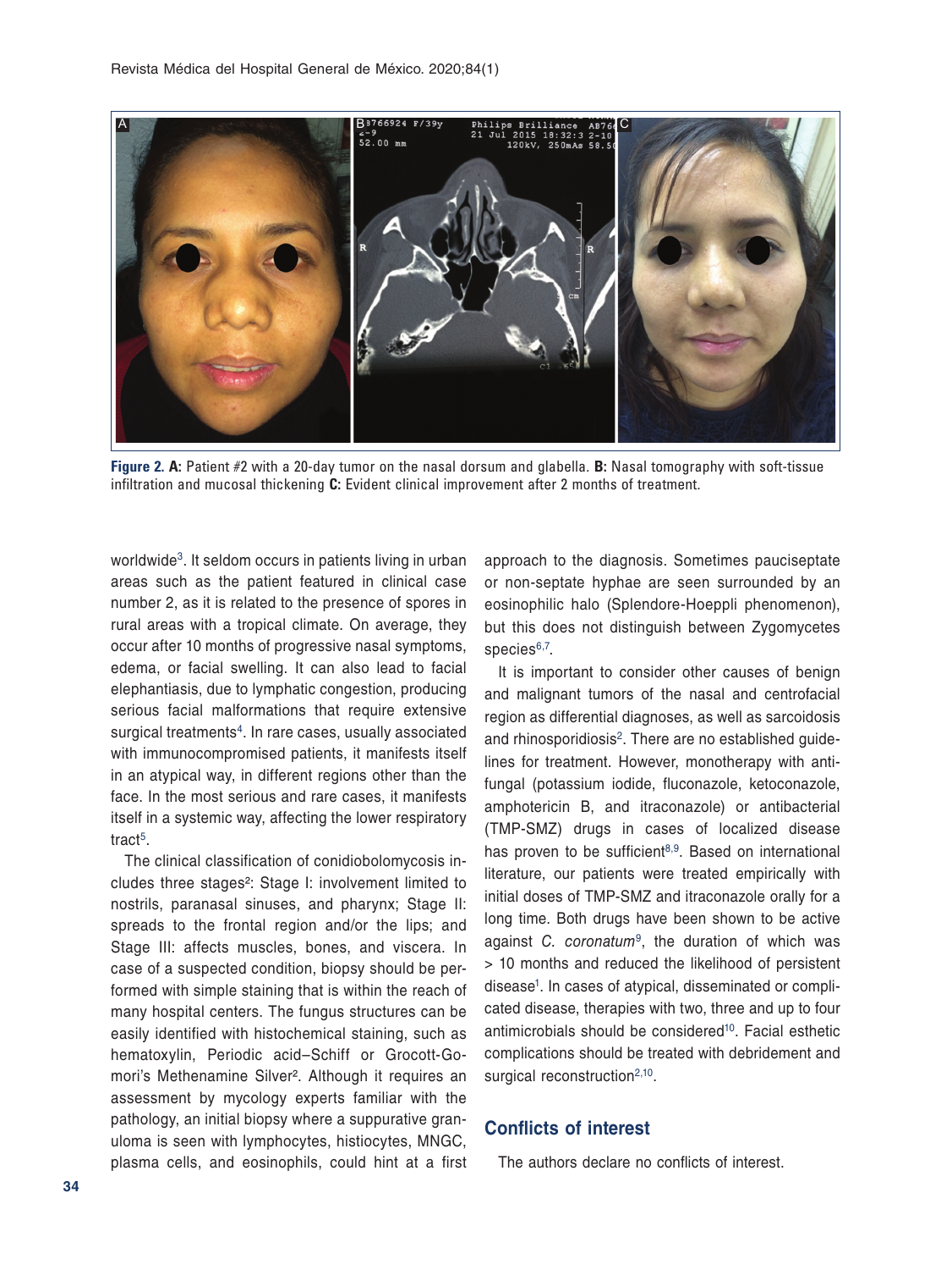**Figure 2. A:** Patient #2 with a 20-day tumor on the nasal dorsum and glabella. **B:** Nasal tomography with soft-tissue infiltration and mucosal thickening **C:** Evident clinical improvement after 2 months of treatment.

worldwide[3]. It seldom occurs in patients living in urban areas such as the patient featured in clinical case number 2, as it is related to the presence of spores in rural areas with a tropical climate. On average, they occur after 10 months of progressive nasal symptoms, edema, or facial swelling. It can also lead to facial elephantiasis, due to lymphatic congestion, producing serious facial malformations that require extensive surgical treatments[4]. In rare cases, usually associated with immunocompromised patients, it manifests itself in an atypical way, in different regions other than the face. In the most serious and rare cases, it manifests itself in a systemic way, affecting the lower respiratory tract[5].

The clinical classification of conidiobolomycosis includes three stages[2]: Stage I: involvement limited to nostrils, paranasal sinuses, and pharynx; Stage II: spreads to the frontal region and/or the lips; and Stage III: affects muscles, bones, and viscera. In case of a suspected condition, biopsy should be performed with simple staining that is within the reach of many hospital centers. The fungus structures can be easily identified with histochemical staining, such as hematoxylin, Periodic acid–Schiff or Grocott-Gomori's Methenamine Silver[2]. Although it requires an assessment by mycology experts familiar with the pathology, an initial biopsy where a suppurative granuloma is seen with lymphocytes, histiocytes, MNGC, plasma cells, and eosinophils, could hint at a first approach to the diagnosis. Sometimes pauciseptate or non-septate hyphae are seen surrounded by an eosinophilic halo (Splendore-Hoeppli phenomenon), but this does not distinguish between Zygomycetes species[6,7].

It is important to consider other causes of benign and malignant tumors of the nasal and centrofacial region as differential diagnoses, as well as sarcoidosis and rhinosporidiosis[2]. There are no established guidelines for treatment. However, monotherapy with antifungal (potassium iodide, fluconazole, ketoconazole, amphotericin B, and itraconazole) or antibacterial (TMP-SMZ) drugs in cases of localized disease has proven to be sufficient[8,9]. Based on international literature, our patients were treated empirically with initial doses of TMP-SMZ and itraconazole orally for a long time. Both drugs have been shown to be active against *C. coronatum*[9], the duration of which was > 10 months and reduced the likelihood of persistent disease[1]. In cases of atypical, disseminated or complicated disease, therapies with two, three and up to four antimicrobials should be considered[10]. Facial esthetic complications should be treated with debridement and surgical reconstruction[2,10].

## Conflicts of interest

The authors declare no conflicts of interest.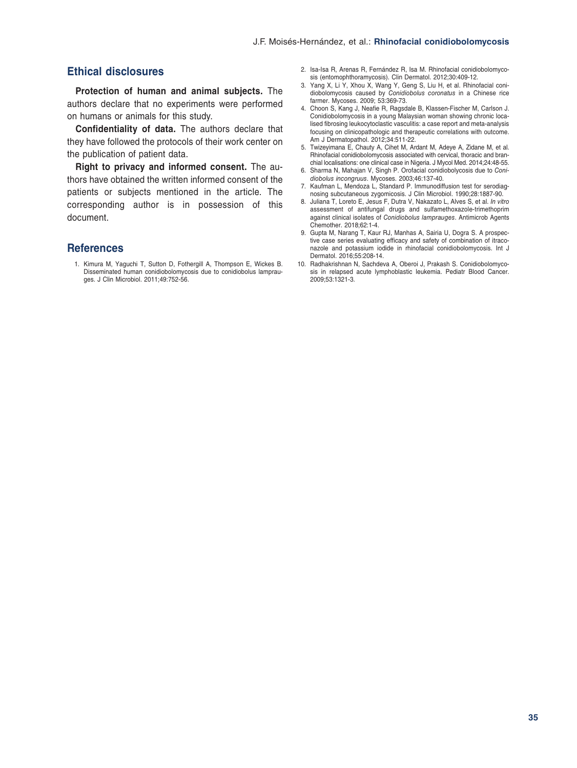## Ethical disclosures

**Protection of human and animal subjects.** The authors declare that no experiments were performed on humans or animals for this study.

**Confidentiality of data.** The authors declare that they have followed the protocols of their work center on the publication of patient data.

**Right to privacy and informed consent.** The authors have obtained the written informed consent of the patients or subjects mentioned in the article. The corresponding author is in possession of this document.

## References

1. Kimura M, Yaguchi T, Sutton D, Fothergill A, Thompson E, Wickes B. Disseminated human conidiobolomycosis due to conidiobolus lamprauges. J Clin Microbiol. 2011;49:752-56.
2. Isa-Isa R, Arenas R, Fernández R, Isa M. Rhinofacial conidiobolomycosis (entomophthoramycosis). Clin Dermatol. 2012;30:409-12.
3. Yang X, Li Y, Xhou X, Wang Y, Geng S, Liu H, et al. Rhinofacial conidiobolomycosis caused by *Conidiobolus coronatus* in a Chinese rice farmer. Mycoses. 2009; 53:369-73.
4. Choon S, Kang J, Neafie R, Ragsdale B, Klassen-Fischer M, Carlson J. Conidiobolomycosis in a young Malaysian woman showing chronic localised fibrosing leukocytoclastic vasculitis: a case report and meta-analysis focusing on clinicopathologic and therapeutic correlations with outcome. Am J Dermatopathol. 2012;34:511-22.
5. Twizeyimana E, Chauty A, Cihet M, Ardant M, Adeye A, Zidane M, et al. Rhinofacial conidiobolomycosis associated with cervical, thoracic and branchial localisations: one clinical case in Nigeria. J Mycol Med. 2014;24:48-55.
6. Sharma N, Mahajan V, Singh P. Orofacial conidiobolycosis due to *Conidiobolus incongruus*. Mycoses. 2003;46:137-40.
7. Kaufman L, Mendoza L, Standard P. Immunodiffusion test for serodiagnosing subcutaneous zygomicosis. J Clin Microbiol. 1990;28:1887-90.
8. Juliana T, Loreto E, Jesus F, Dutra V, Nakazato L, Alves S, et al. *In vitro* assessment of antifungal drugs and sulfamethoxazole-trimethoprim against clinical isolates of *Conidiobolus lamprauges*. Antimicrob Agents Chemother. 2018;62:1-4.
9. Gupta M, Narang T, Kaur RJ, Manhas A, Sairia U, Dogra S. A prospective case series evaluating efficacy and safety of combination of itraconazole and potassium iodide in rhinofacial conidiobolomycosis. Int J Dermatol. 2016;55:208-14.
10. Radhakrishnan N, Sachdeva A, Oberoi J, Prakash S. Conidiobolomycosis in relapsed acute lymphoblastic leukemia. Pediatr Blood Cancer. 2009;53:1321-3.